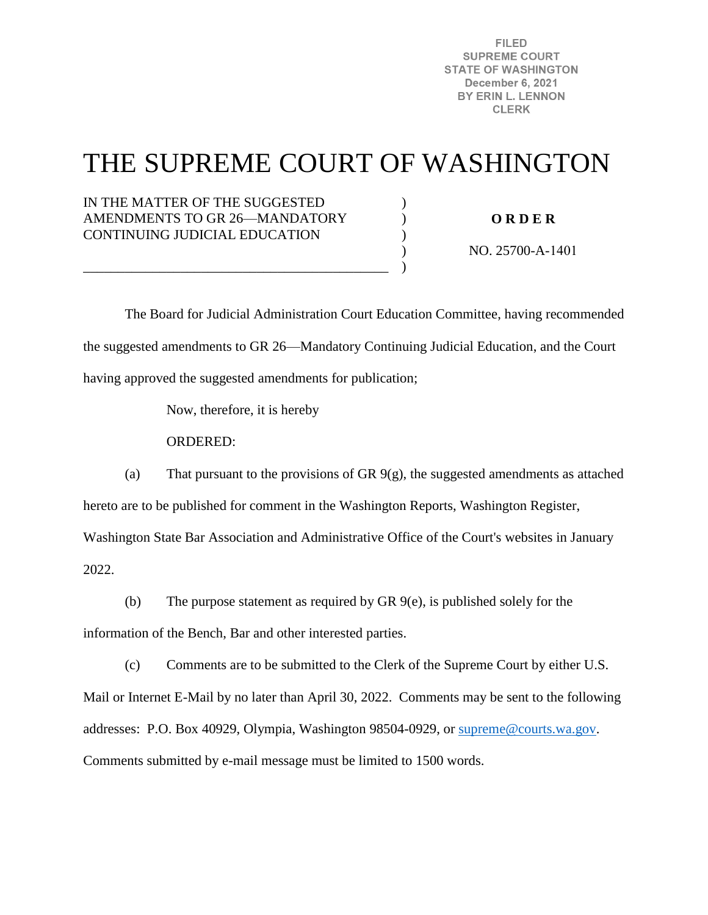FILED
SUPREME COURT
STATE OF WASHINGTON
December 6, 2021
BY ERIN L. LENNON
CLERK

# THE SUPREME COURT OF WASHINGTON

IN THE MATTER OF THE SUGGESTED AMENDMENTS TO GR 26—MANDATORY CONTINUING JUDICIAL EDUCATION

**O R D E R**

NO. 25700-A-1401

The Board for Judicial Administration Court Education Committee, having recommended the suggested amendments to GR 26—Mandatory Continuing Judicial Education, and the Court having approved the suggested amendments for publication;

Now, therefore, it is hereby

ORDERED:

(a) That pursuant to the provisions of GR 9(g), the suggested amendments as attached hereto are to be published for comment in the Washington Reports, Washington Register, Washington State Bar Association and Administrative Office of the Court's websites in January 2022.

(b) The purpose statement as required by GR 9(e), is published solely for the information of the Bench, Bar and other interested parties.

(c) Comments are to be submitted to the Clerk of the Supreme Court by either U.S. Mail or Internet E-Mail by no later than April 30, 2022. Comments may be sent to the following addresses: P.O. Box 40929, Olympia, Washington 98504-0929, or supreme@courts.wa.gov. Comments submitted by e-mail message must be limited to 1500 words.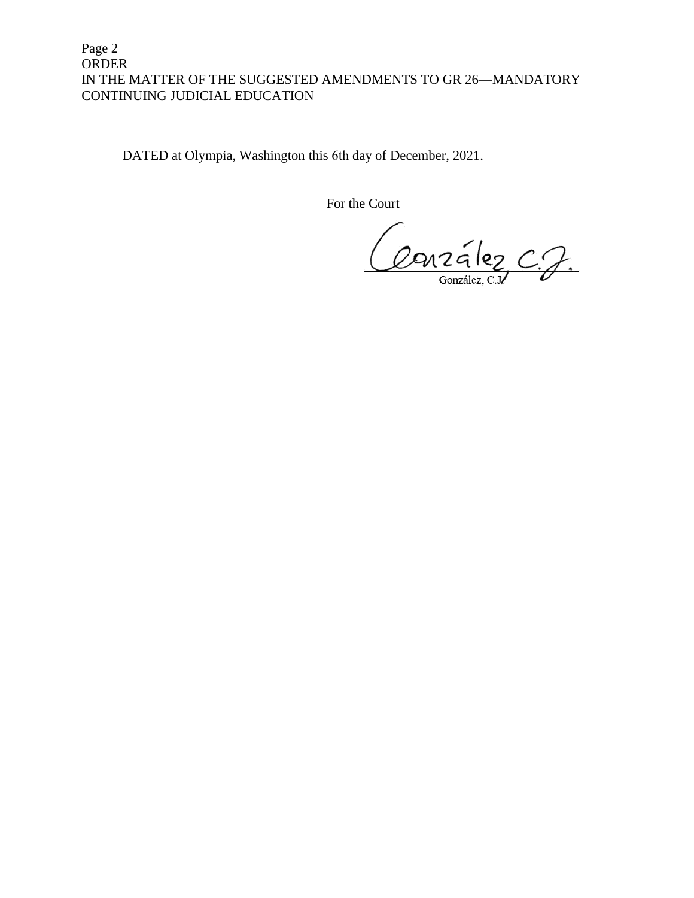DATED at Olympia, Washington this 6th day of December, 2021.

For the Court

González, C.J.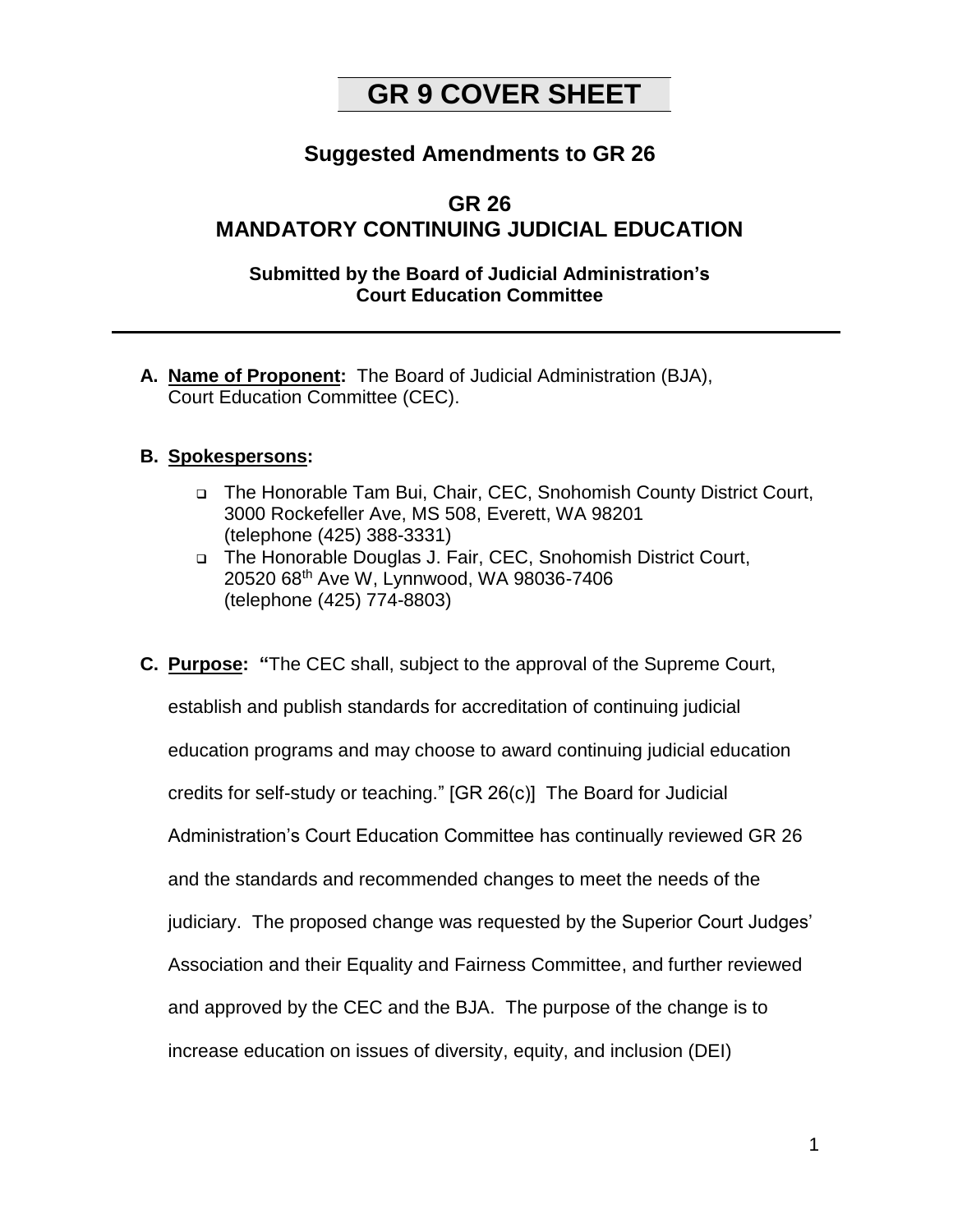# GR 9 COVER SHEET

## Suggested Amendments to GR 26

## GR 26
## MANDATORY CONTINUING JUDICIAL EDUCATION

**Submitted by the Board of Judicial Administration's Court Education Committee**

---

**A. Name of Proponent:** The Board of Judicial Administration (BJA), Court Education Committee (CEC).

**B. Spokespersons:**

- The Honorable Tam Bui, Chair, CEC, Snohomish County District Court, 3000 Rockefeller Ave, MS 508, Everett, WA 98201 (telephone (425) 388-3331)
- The Honorable Douglas J. Fair, CEC, Snohomish District Court, 20520 68th Ave W, Lynnwood, WA 98036-7406 (telephone (425) 774-8803)

**C. Purpose:** "The CEC shall, subject to the approval of the Supreme Court, establish and publish standards for accreditation of continuing judicial education programs and may choose to award continuing judicial education credits for self-study or teaching." [GR 26(c)] The Board for Judicial Administration's Court Education Committee has continually reviewed GR 26 and the standards and recommended changes to meet the needs of the judiciary. The proposed change was requested by the Superior Court Judges' Association and their Equality and Fairness Committee, and further reviewed and approved by the CEC and the BJA. The purpose of the change is to increase education on issues of diversity, equity, and inclusion (DEI)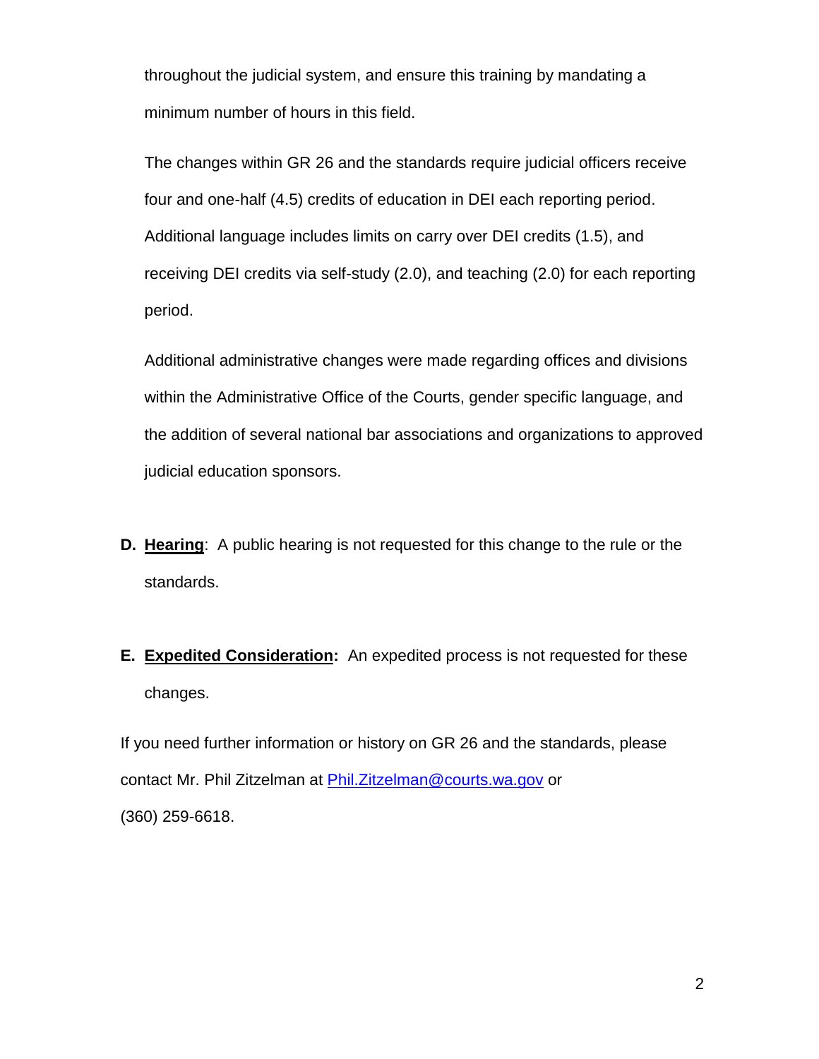throughout the judicial system, and ensure this training by mandating a minimum number of hours in this field.

The changes within GR 26 and the standards require judicial officers receive four and one-half (4.5) credits of education in DEI each reporting period. Additional language includes limits on carry over DEI credits (1.5), and receiving DEI credits via self-study (2.0), and teaching (2.0) for each reporting period.

Additional administrative changes were made regarding offices and divisions within the Administrative Office of the Courts, gender specific language, and the addition of several national bar associations and organizations to approved judicial education sponsors.

**D. Hearing**: A public hearing is not requested for this change to the rule or the standards.

**E. Expedited Consideration:** An expedited process is not requested for these changes.

If you need further information or history on GR 26 and the standards, please contact Mr. Phil Zitzelman at [Phil.Zitzelman@courts.wa.gov](mailto:Phil.Zitzelman@courts.wa.gov) or (360) 259-6618.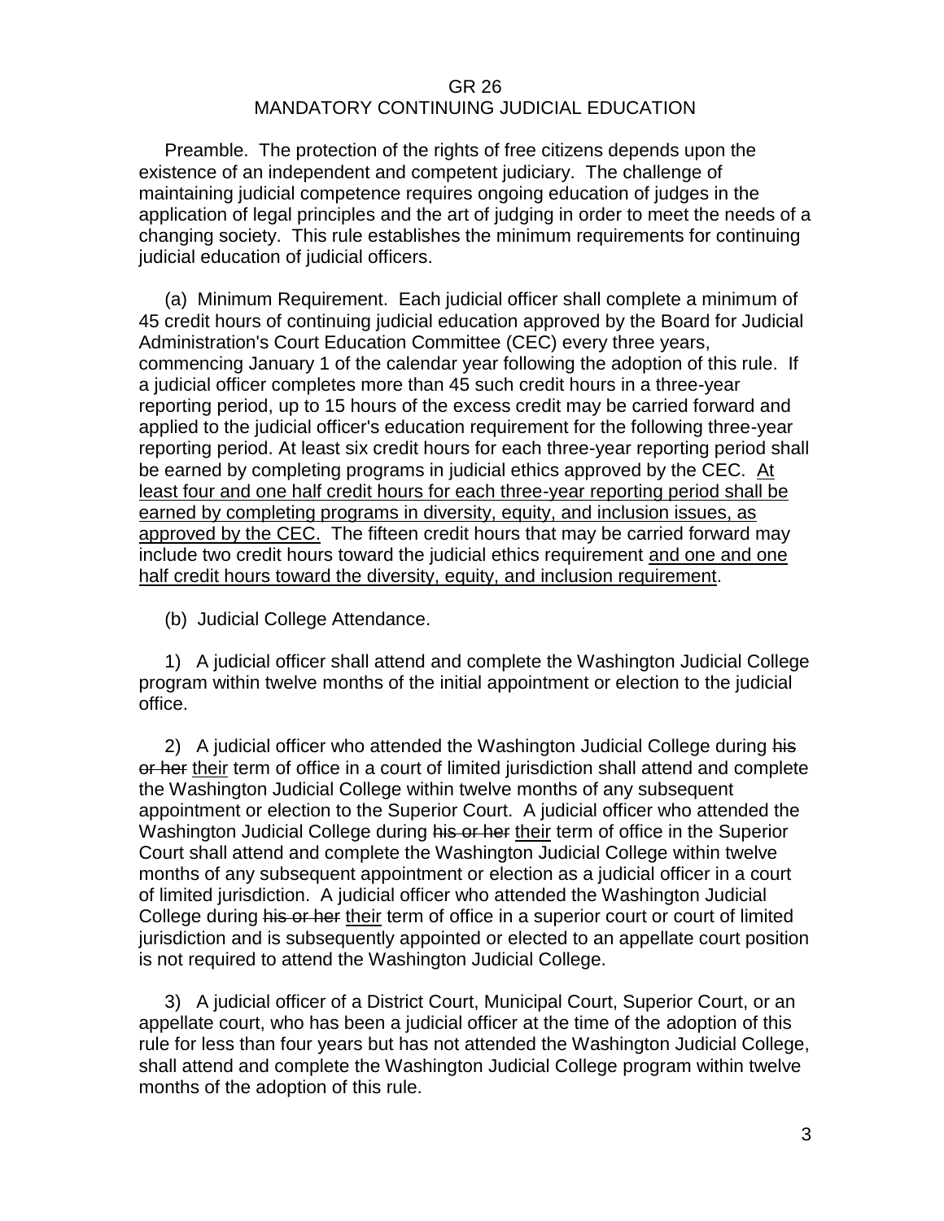# GR 26
## MANDATORY CONTINUING JUDICIAL EDUCATION

Preamble. The protection of the rights of free citizens depends upon the existence of an independent and competent judiciary. The challenge of maintaining judicial competence requires ongoing education of judges in the application of legal principles and the art of judging in order to meet the needs of a changing society. This rule establishes the minimum requirements for continuing judicial education of judicial officers.

(a) Minimum Requirement. Each judicial officer shall complete a minimum of 45 credit hours of continuing judicial education approved by the Board for Judicial Administration's Court Education Committee (CEC) every three years, commencing January 1 of the calendar year following the adoption of this rule. If a judicial officer completes more than 45 such credit hours in a three-year reporting period, up to 15 hours of the excess credit may be carried forward and applied to the judicial officer's education requirement for the following three-year reporting period. At least six credit hours for each three-year reporting period shall be earned by completing programs in judicial ethics approved by the CEC. <u>At least four and one half credit hours for each three-year reporting period shall be earned by completing programs in diversity, equity, and inclusion issues, as approved by the CEC.</u> The fifteen credit hours that may be carried forward may include two credit hours toward the judicial ethics requirement <u>and one and one half credit hours toward the diversity, equity, and inclusion requirement</u>.

(b) Judicial College Attendance.

1) A judicial officer shall attend and complete the Washington Judicial College program within twelve months of the initial appointment or election to the judicial office.

2) A judicial officer who attended the Washington Judicial College during ~~his or her~~ <u>their</u> term of office in a court of limited jurisdiction shall attend and complete the Washington Judicial College within twelve months of any subsequent appointment or election to the Superior Court. A judicial officer who attended the Washington Judicial College during ~~his or her~~ <u>their</u> term of office in the Superior Court shall attend and complete the Washington Judicial College within twelve months of any subsequent appointment or election as a judicial officer in a court of limited jurisdiction. A judicial officer who attended the Washington Judicial College during ~~his or her~~ <u>their</u> term of office in a superior court or court of limited jurisdiction and is subsequently appointed or elected to an appellate court position is not required to attend the Washington Judicial College.

3) A judicial officer of a District Court, Municipal Court, Superior Court, or an appellate court, who has been a judicial officer at the time of the adoption of this rule for less than four years but has not attended the Washington Judicial College, shall attend and complete the Washington Judicial College program within twelve months of the adoption of this rule.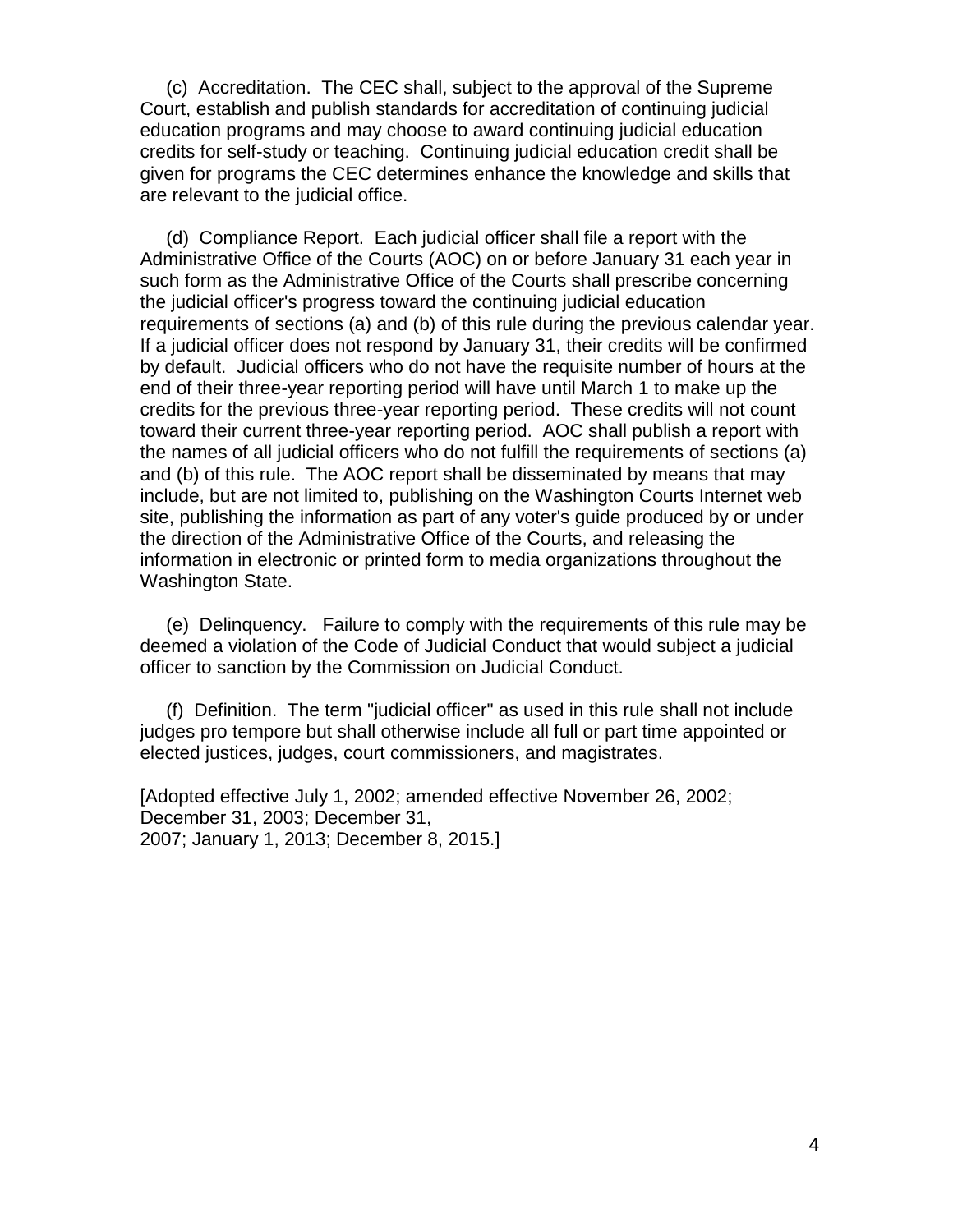(c) Accreditation. The CEC shall, subject to the approval of the Supreme Court, establish and publish standards for accreditation of continuing judicial education programs and may choose to award continuing judicial education credits for self-study or teaching. Continuing judicial education credit shall be given for programs the CEC determines enhance the knowledge and skills that are relevant to the judicial office.

(d) Compliance Report. Each judicial officer shall file a report with the Administrative Office of the Courts (AOC) on or before January 31 each year in such form as the Administrative Office of the Courts shall prescribe concerning the judicial officer's progress toward the continuing judicial education requirements of sections (a) and (b) of this rule during the previous calendar year. If a judicial officer does not respond by January 31, their credits will be confirmed by default. Judicial officers who do not have the requisite number of hours at the end of their three-year reporting period will have until March 1 to make up the credits for the previous three-year reporting period. These credits will not count toward their current three-year reporting period. AOC shall publish a report with the names of all judicial officers who do not fulfill the requirements of sections (a) and (b) of this rule. The AOC report shall be disseminated by means that may include, but are not limited to, publishing on the Washington Courts Internet web site, publishing the information as part of any voter's guide produced by or under the direction of the Administrative Office of the Courts, and releasing the information in electronic or printed form to media organizations throughout the Washington State.

(e) Delinquency. Failure to comply with the requirements of this rule may be deemed a violation of the Code of Judicial Conduct that would subject a judicial officer to sanction by the Commission on Judicial Conduct.

(f) Definition. The term "judicial officer" as used in this rule shall not include judges pro tempore but shall otherwise include all full or part time appointed or elected justices, judges, court commissioners, and magistrates.

[Adopted effective July 1, 2002; amended effective November 26, 2002; December 31, 2003; December 31, 2007; January 1, 2013; December 8, 2015.]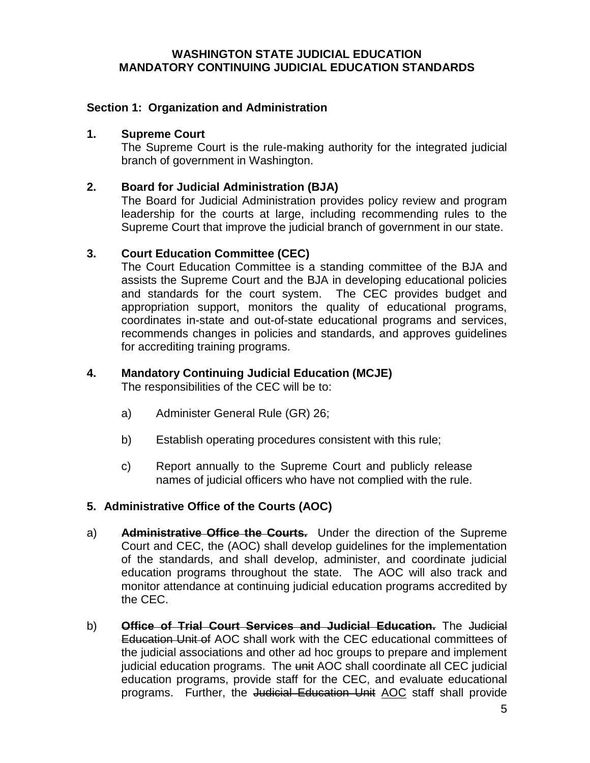**WASHINGTON STATE JUDICIAL EDUCATION**
**MANDATORY CONTINUING JUDICIAL EDUCATION STANDARDS**

### Section 1: Organization and Administration

**1. Supreme Court**

The Supreme Court is the rule-making authority for the integrated judicial branch of government in Washington.

**2. Board for Judicial Administration (BJA)**

The Board for Judicial Administration provides policy review and program leadership for the courts at large, including recommending rules to the Supreme Court that improve the judicial branch of government in our state.

**3. Court Education Committee (CEC)**

The Court Education Committee is a standing committee of the BJA and assists the Supreme Court and the BJA in developing educational policies and standards for the court system. The CEC provides budget and appropriation support, monitors the quality of educational programs, coordinates in-state and out-of-state educational programs and services, recommends changes in policies and standards, and approves guidelines for accrediting training programs.

**4. Mandatory Continuing Judicial Education (MCJE)**

The responsibilities of the CEC will be to:

a) Administer General Rule (GR) 26;

b) Establish operating procedures consistent with this rule;

c) Report annually to the Supreme Court and publicly release names of judicial officers who have not complied with the rule.

**5. Administrative Office of the Courts (AOC)**

a) ~~**Administrative Office the Courts.**~~ Under the direction of the Supreme Court and CEC, the (AOC) shall develop guidelines for the implementation of the standards, and shall develop, administer, and coordinate judicial education programs throughout the state. The AOC will also track and monitor attendance at continuing judicial education programs accredited by the CEC.

b) ~~**Office of Trial Court Services and Judicial Education.**~~ The ~~Judicial Education Unit of~~ AOC shall work with the CEC educational committees of the judicial associations and other ad hoc groups to prepare and implement judicial education programs. The ~~unit~~ AOC shall coordinate all CEC judicial education programs, provide staff for the CEC, and evaluate educational programs. Further, the ~~Judicial Education Unit~~ <u>AOC</u> staff shall provide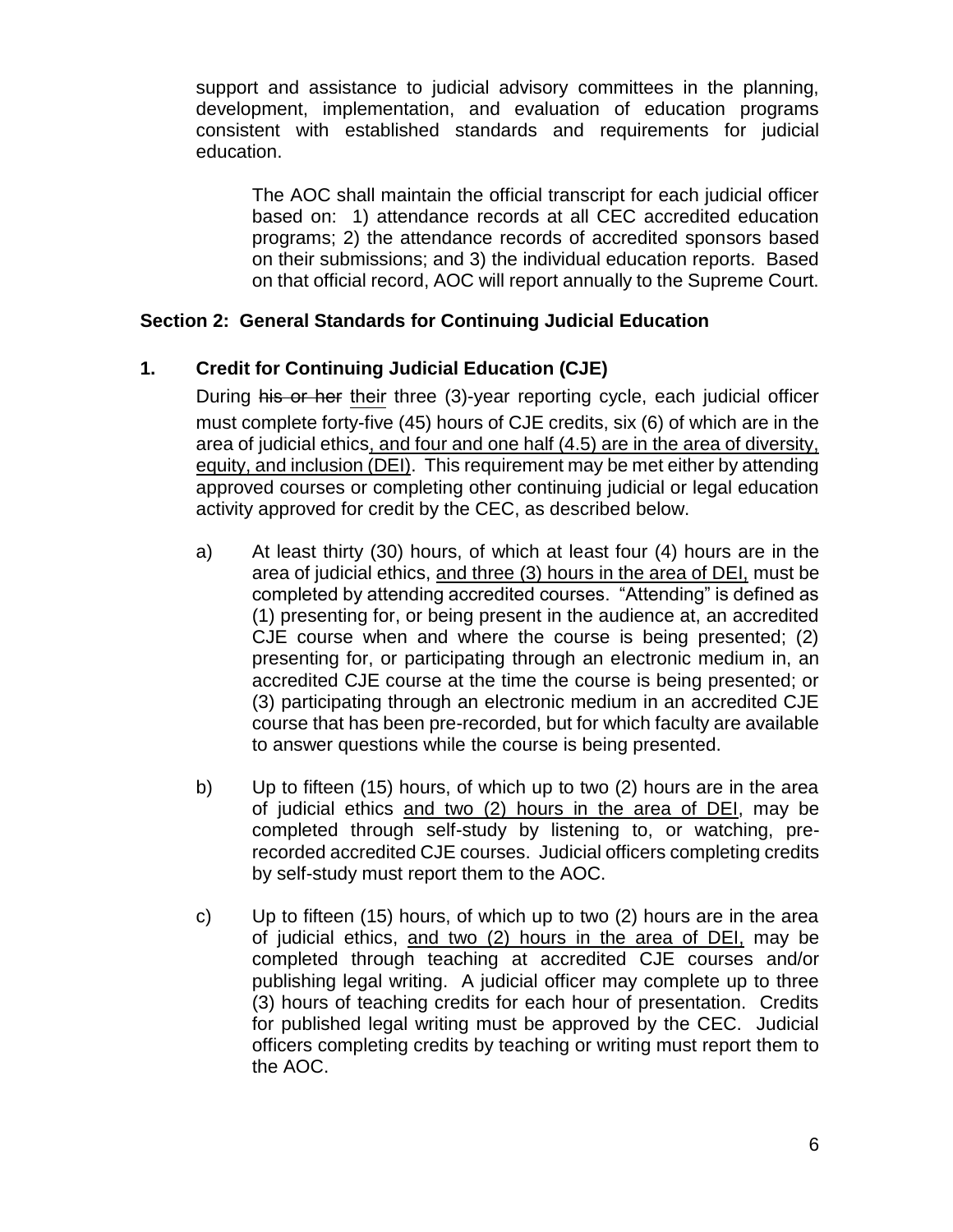support and assistance to judicial advisory committees in the planning, development, implementation, and evaluation of education programs consistent with established standards and requirements for judicial education.

The AOC shall maintain the official transcript for each judicial officer based on: 1) attendance records at all CEC accredited education programs; 2) the attendance records of accredited sponsors based on their submissions; and 3) the individual education reports. Based on that official record, AOC will report annually to the Supreme Court.

## Section 2: General Standards for Continuing Judicial Education

### 1. Credit for Continuing Judicial Education (CJE)

During ~~his or her~~ <u>their</u> three (3)-year reporting cycle, each judicial officer must complete forty-five (45) hours of CJE credits, six (6) of which are in the area of judicial ethics<u>, and four and one half (4.5) are in the area of diversity, equity, and inclusion (DEI)</u>. This requirement may be met either by attending approved courses or completing other continuing judicial or legal education activity approved for credit by the CEC, as described below.

a) At least thirty (30) hours, of which at least four (4) hours are in the area of judicial ethics, <u>and three (3) hours in the area of DEI,</u> must be completed by attending accredited courses. "Attending" is defined as (1) presenting for, or being present in the audience at, an accredited CJE course when and where the course is being presented; (2) presenting for, or participating through an electronic medium in, an accredited CJE course at the time the course is being presented; or (3) participating through an electronic medium in an accredited CJE course that has been pre-recorded, but for which faculty are available to answer questions while the course is being presented.

b) Up to fifteen (15) hours, of which up to two (2) hours are in the area of judicial ethics <u>and two (2) hours in the area of DEI</u>, may be completed through self-study by listening to, or watching, pre-recorded accredited CJE courses. Judicial officers completing credits by self-study must report them to the AOC.

c) Up to fifteen (15) hours, of which up to two (2) hours are in the area of judicial ethics, <u>and two (2) hours in the area of DEI,</u> may be completed through teaching at accredited CJE courses and/or publishing legal writing. A judicial officer may complete up to three (3) hours of teaching credits for each hour of presentation. Credits for published legal writing must be approved by the CEC. Judicial officers completing credits by teaching or writing must report them to the AOC.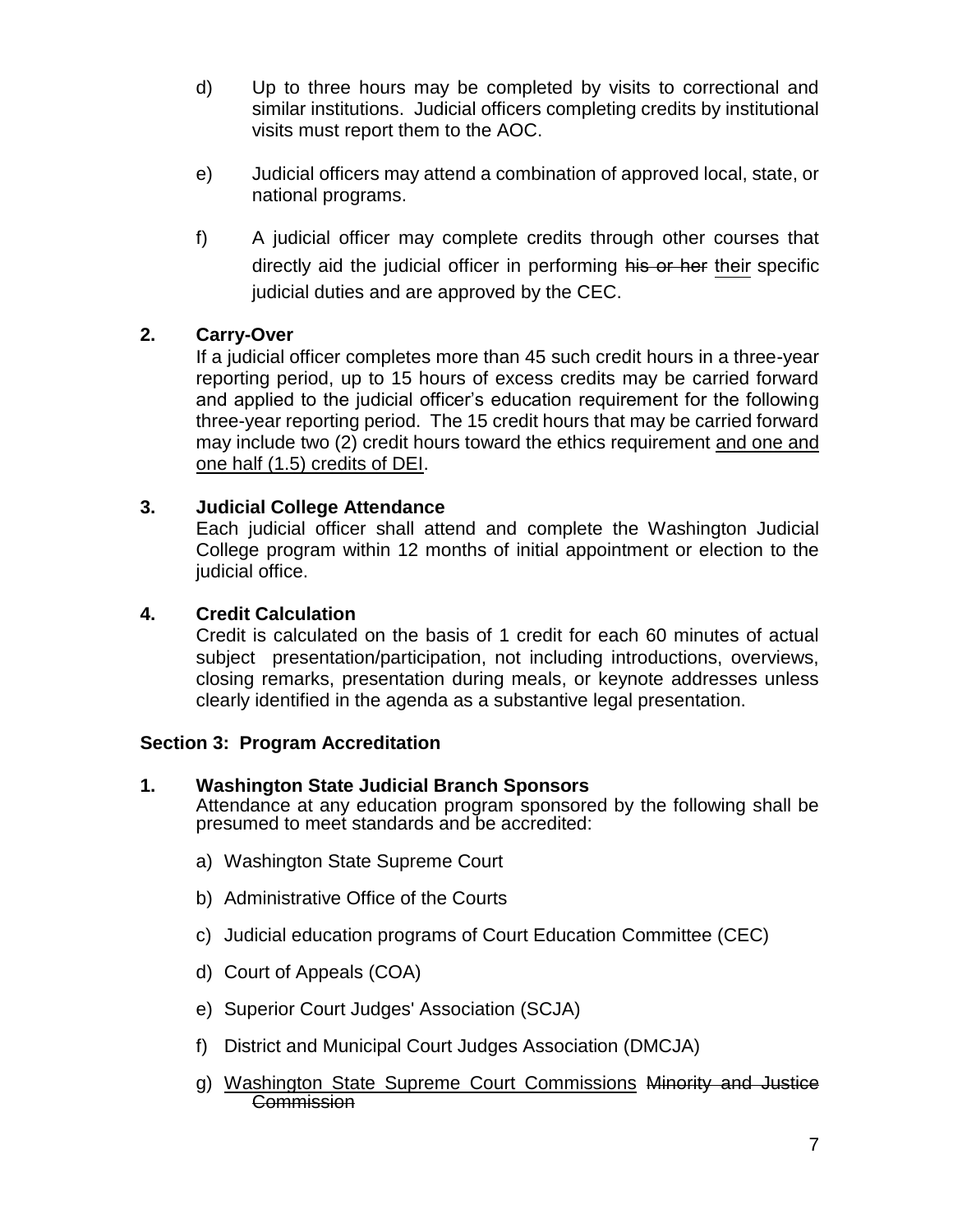d) Up to three hours may be completed by visits to correctional and similar institutions. Judicial officers completing credits by institutional visits must report them to the AOC.

e) Judicial officers may attend a combination of approved local, state, or national programs.

f) A judicial officer may complete credits through other courses that directly aid the judicial officer in performing ~~his or her~~ <u>their</u> specific judicial duties and are approved by the CEC.

**2. Carry-Over**

If a judicial officer completes more than 45 such credit hours in a three-year reporting period, up to 15 hours of excess credits may be carried forward and applied to the judicial officer's education requirement for the following three-year reporting period. The 15 credit hours that may be carried forward may include two (2) credit hours toward the ethics requirement <u>and one and one half (1.5) credits of DEI</u>.

**3. Judicial College Attendance**

Each judicial officer shall attend and complete the Washington Judicial College program within 12 months of initial appointment or election to the judicial office.

**4. Credit Calculation**

Credit is calculated on the basis of 1 credit for each 60 minutes of actual subject presentation/participation, not including introductions, overviews, closing remarks, presentation during meals, or keynote addresses unless clearly identified in the agenda as a substantive legal presentation.

**Section 3: Program Accreditation**

**1. Washington State Judicial Branch Sponsors**

Attendance at any education program sponsored by the following shall be presumed to meet standards and be accredited:

a) Washington State Supreme Court

b) Administrative Office of the Courts

c) Judicial education programs of Court Education Committee (CEC)

d) Court of Appeals (COA)

e) Superior Court Judges' Association (SCJA)

f) District and Municipal Court Judges Association (DMCJA)

g) <u>Washington State Supreme Court Commissions</u> ~~Minority and Justice Commission~~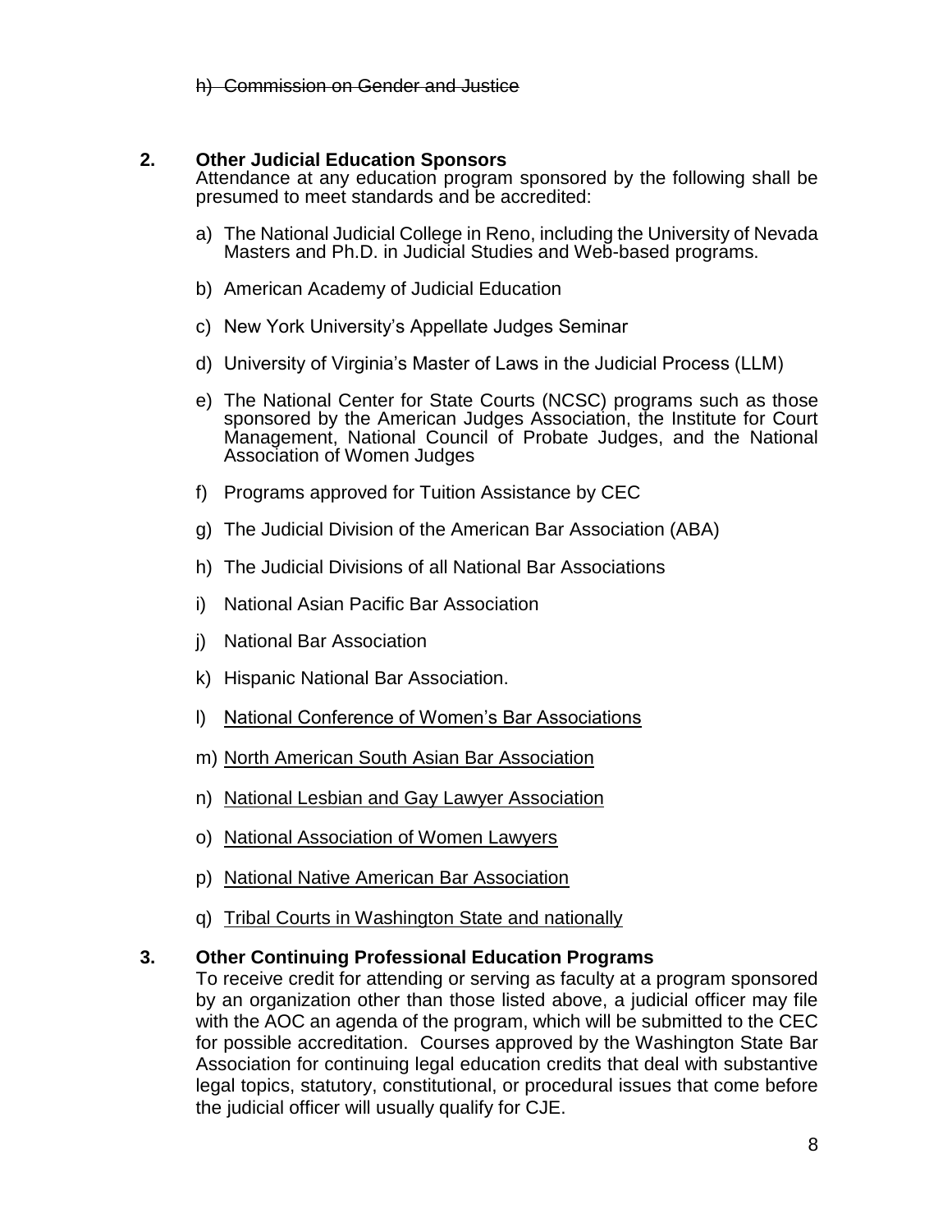h) ~~Commission on Gender and Justice~~

**2. Other Judicial Education Sponsors**

Attendance at any education program sponsored by the following shall be presumed to meet standards and be accredited:

a) The National Judicial College in Reno, including the University of Nevada Masters and Ph.D. in Judicial Studies and Web-based programs.

b) American Academy of Judicial Education

c) New York University's Appellate Judges Seminar

d) University of Virginia's Master of Laws in the Judicial Process (LLM)

e) The National Center for State Courts (NCSC) programs such as those sponsored by the American Judges Association, the Institute for Court Management, National Council of Probate Judges, and the National Association of Women Judges

f) Programs approved for Tuition Assistance by CEC

g) The Judicial Division of the American Bar Association (ABA)

h) The Judicial Divisions of all National Bar Associations

i) National Asian Pacific Bar Association

j) National Bar Association

k) Hispanic National Bar Association.

l) <u>National Conference of Women's Bar Associations</u>

m) <u>North American South Asian Bar Association</u>

n) <u>National Lesbian and Gay Lawyer Association</u>

o) <u>National Association of Women Lawyers</u>

p) <u>National Native American Bar Association</u>

q) <u>Tribal Courts in Washington State and nationally</u>

**3. Other Continuing Professional Education Programs**

To receive credit for attending or serving as faculty at a program sponsored by an organization other than those listed above, a judicial officer may file with the AOC an agenda of the program, which will be submitted to the CEC for possible accreditation. Courses approved by the Washington State Bar Association for continuing legal education credits that deal with substantive legal topics, statutory, constitutional, or procedural issues that come before the judicial officer will usually qualify for CJE.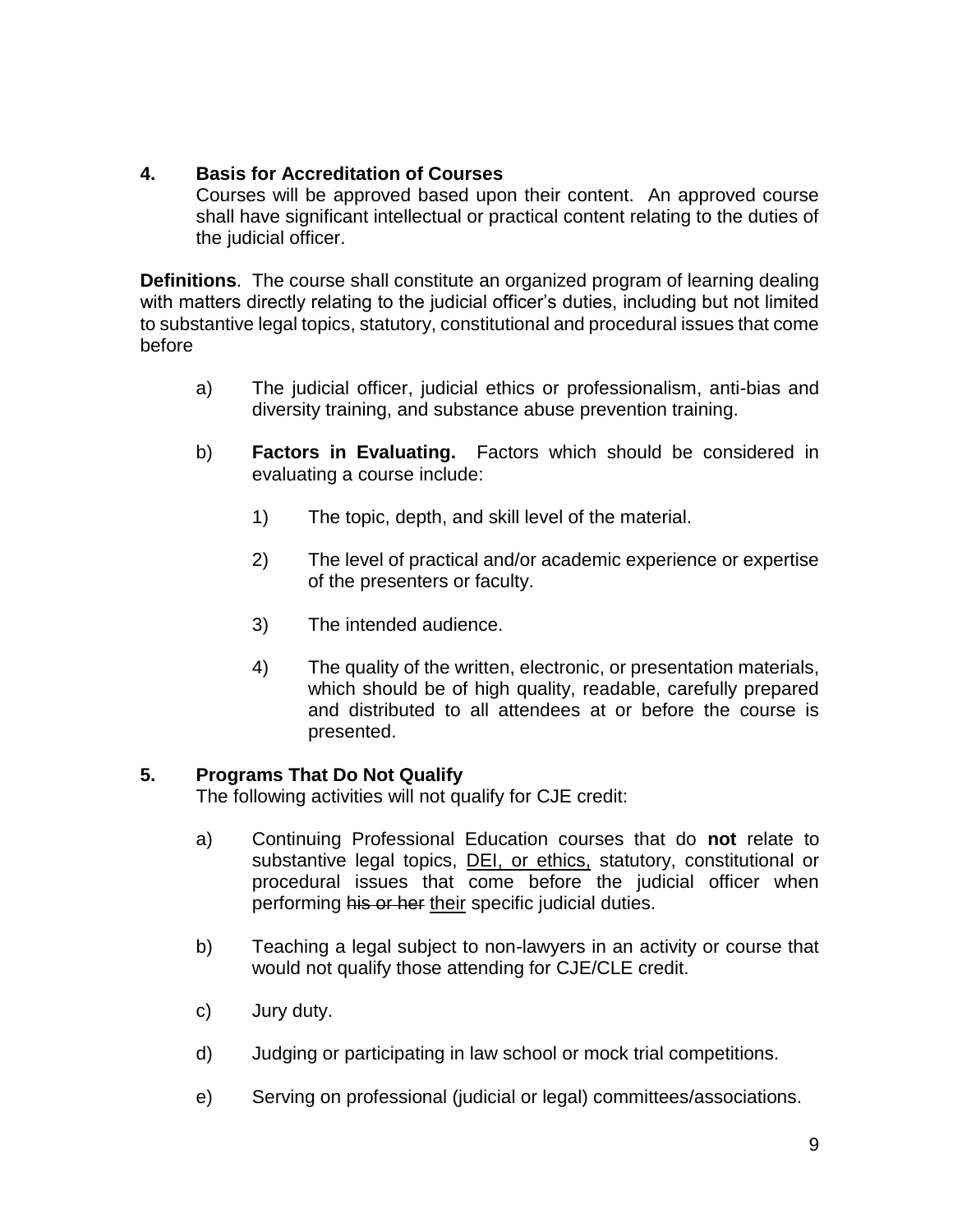## 4. Basis for Accreditation of Courses

Courses will be approved based upon their content. An approved course shall have significant intellectual or practical content relating to the duties of the judicial officer.

**Definitions**. The course shall constitute an organized program of learning dealing with matters directly relating to the judicial officer's duties, including but not limited to substantive legal topics, statutory, constitutional and procedural issues that come before

a) The judicial officer, judicial ethics or professionalism, anti-bias and diversity training, and substance abuse prevention training.

b) **Factors in Evaluating.** Factors which should be considered in evaluating a course include:

   1) The topic, depth, and skill level of the material.

   2) The level of practical and/or academic experience or expertise of the presenters or faculty.

   3) The intended audience.

   4) The quality of the written, electronic, or presentation materials, which should be of high quality, readable, carefully prepared and distributed to all attendees at or before the course is presented.

## 5. Programs That Do Not Qualify

The following activities will not qualify for CJE credit:

a) Continuing Professional Education courses that do **not** relate to substantive legal topics, <u>DEI, or ethics,</u> statutory, constitutional or procedural issues that come before the judicial officer when performing ~~his or her~~ <u>their</u> specific judicial duties.

b) Teaching a legal subject to non-lawyers in an activity or course that would not qualify those attending for CJE/CLE credit.

c) Jury duty.

d) Judging or participating in law school or mock trial competitions.

e) Serving on professional (judicial or legal) committees/associations.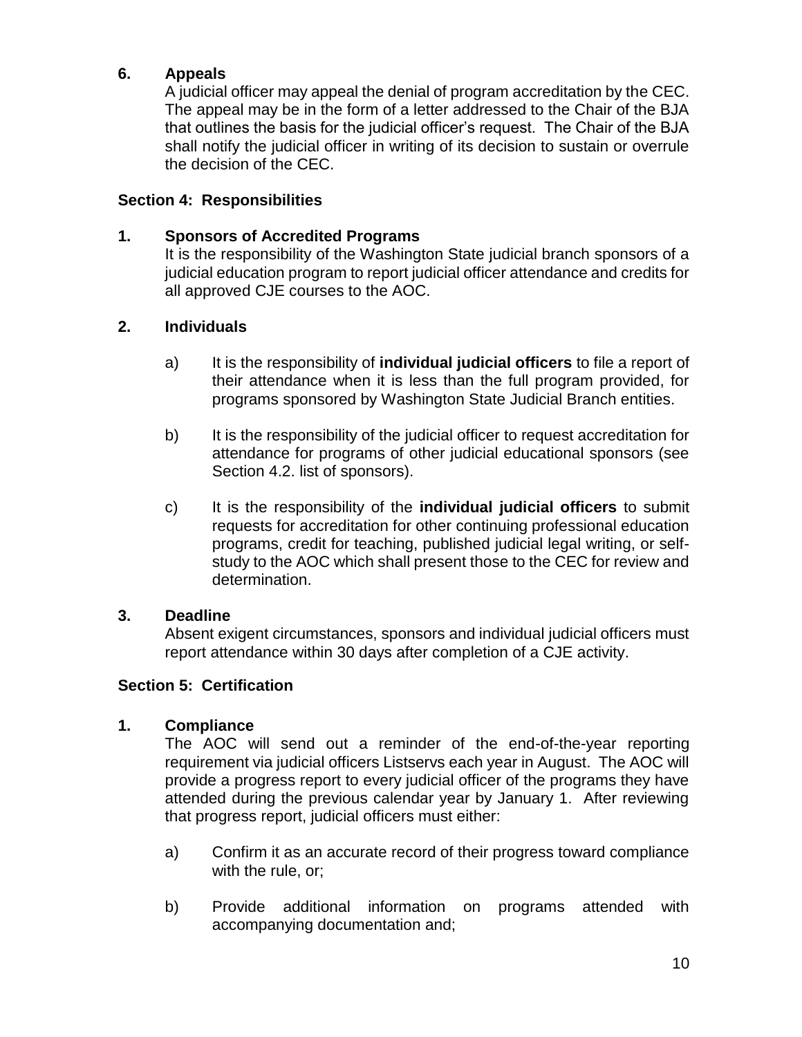**6. Appeals**

A judicial officer may appeal the denial of program accreditation by the CEC. The appeal may be in the form of a letter addressed to the Chair of the BJA that outlines the basis for the judicial officer's request. The Chair of the BJA shall notify the judicial officer in writing of its decision to sustain or overrule the decision of the CEC.

### Section 4: Responsibilities

**1. Sponsors of Accredited Programs**

It is the responsibility of the Washington State judicial branch sponsors of a judicial education program to report judicial officer attendance and credits for all approved CJE courses to the AOC.

**2. Individuals**

a) It is the responsibility of **individual judicial officers** to file a report of their attendance when it is less than the full program provided, for programs sponsored by Washington State Judicial Branch entities.

b) It is the responsibility of the judicial officer to request accreditation for attendance for programs of other judicial educational sponsors (see Section 4.2. list of sponsors).

c) It is the responsibility of the **individual judicial officers** to submit requests for accreditation for other continuing professional education programs, credit for teaching, published judicial legal writing, or self-study to the AOC which shall present those to the CEC for review and determination.

**3. Deadline**

Absent exigent circumstances, sponsors and individual judicial officers must report attendance within 30 days after completion of a CJE activity.

### Section 5: Certification

**1. Compliance**

The AOC will send out a reminder of the end-of-the-year reporting requirement via judicial officers Listservs each year in August. The AOC will provide a progress report to every judicial officer of the programs they have attended during the previous calendar year by January 1. After reviewing that progress report, judicial officers must either:

a) Confirm it as an accurate record of their progress toward compliance with the rule, or;

b) Provide additional information on programs attended with accompanying documentation and;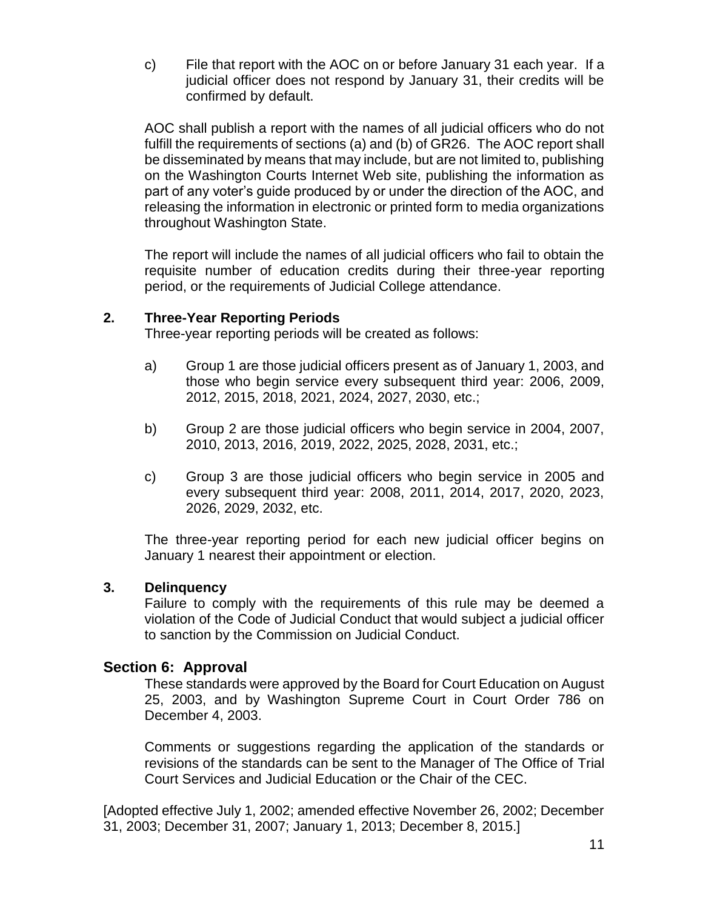c) File that report with the AOC on or before January 31 each year. If a judicial officer does not respond by January 31, their credits will be confirmed by default.

AOC shall publish a report with the names of all judicial officers who do not fulfill the requirements of sections (a) and (b) of GR26. The AOC report shall be disseminated by means that may include, but are not limited to, publishing on the Washington Courts Internet Web site, publishing the information as part of any voter's guide produced by or under the direction of the AOC, and releasing the information in electronic or printed form to media organizations throughout Washington State.

The report will include the names of all judicial officers who fail to obtain the requisite number of education credits during their three-year reporting period, or the requirements of Judicial College attendance.

**2. Three-Year Reporting Periods**

Three-year reporting periods will be created as follows:

a) Group 1 are those judicial officers present as of January 1, 2003, and those who begin service every subsequent third year: 2006, 2009, 2012, 2015, 2018, 2021, 2024, 2027, 2030, etc.;

b) Group 2 are those judicial officers who begin service in 2004, 2007, 2010, 2013, 2016, 2019, 2022, 2025, 2028, 2031, etc.;

c) Group 3 are those judicial officers who begin service in 2005 and every subsequent third year: 2008, 2011, 2014, 2017, 2020, 2023, 2026, 2029, 2032, etc.

The three-year reporting period for each new judicial officer begins on January 1 nearest their appointment or election.

**3. Delinquency**

Failure to comply with the requirements of this rule may be deemed a violation of the Code of Judicial Conduct that would subject a judicial officer to sanction by the Commission on Judicial Conduct.

## Section 6: Approval

These standards were approved by the Board for Court Education on August 25, 2003, and by Washington Supreme Court in Court Order 786 on December 4, 2003.

Comments or suggestions regarding the application of the standards or revisions of the standards can be sent to the Manager of The Office of Trial Court Services and Judicial Education or the Chair of the CEC.

[Adopted effective July 1, 2002; amended effective November 26, 2002; December 31, 2003; December 31, 2007; January 1, 2013; December 8, 2015.]